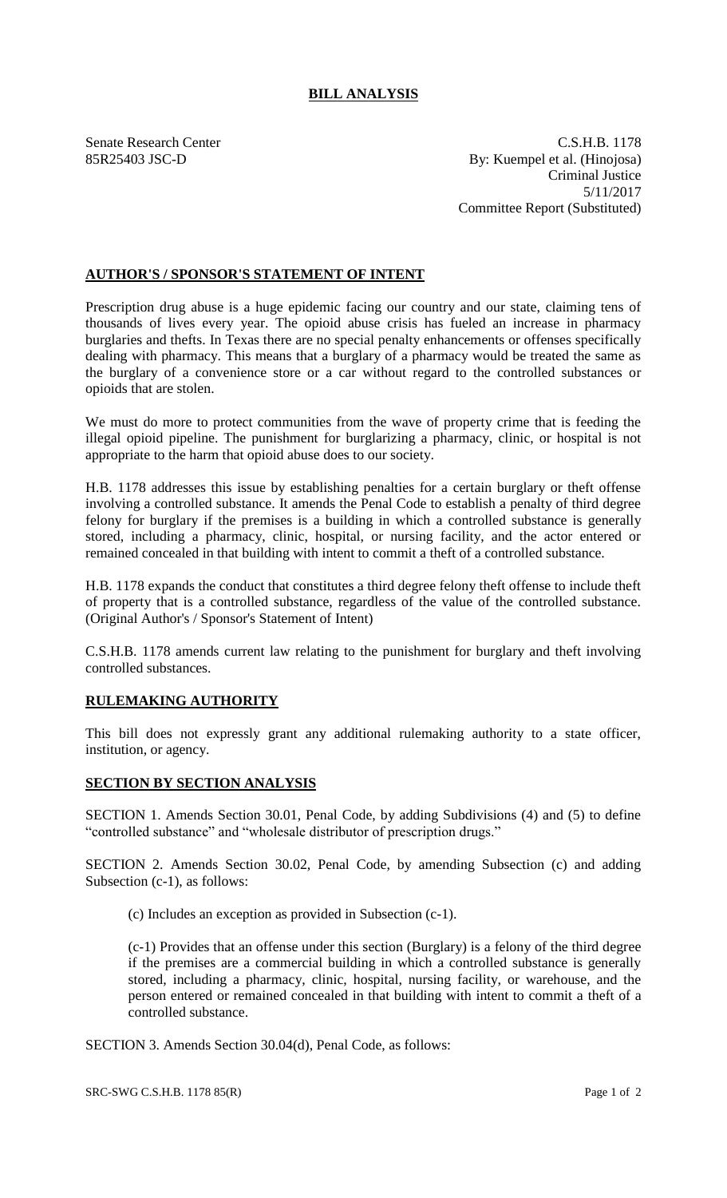# BILL ANALYSIS

Senate Research Center
85R25403 JSC-D

C.S.H.B. 1178
By: Kuempel et al. (Hinojosa)
Criminal Justice
5/11/2017
Committee Report (Substituted)

## AUTHOR'S / SPONSOR'S STATEMENT OF INTENT

Prescription drug abuse is a huge epidemic facing our country and our state, claiming tens of thousands of lives every year. The opioid abuse crisis has fueled an increase in pharmacy burglaries and thefts. In Texas there are no special penalty enhancements or offenses specifically dealing with pharmacy. This means that a burglary of a pharmacy would be treated the same as the burglary of a convenience store or a car without regard to the controlled substances or opioids that are stolen.

We must do more to protect communities from the wave of property crime that is feeding the illegal opioid pipeline. The punishment for burglarizing a pharmacy, clinic, or hospital is not appropriate to the harm that opioid abuse does to our society.

H.B. 1178 addresses this issue by establishing penalties for a certain burglary or theft offense involving a controlled substance. It amends the Penal Code to establish a penalty of third degree felony for burglary if the premises is a building in which a controlled substance is generally stored, including a pharmacy, clinic, hospital, or nursing facility, and the actor entered or remained concealed in that building with intent to commit a theft of a controlled substance.

H.B. 1178 expands the conduct that constitutes a third degree felony theft offense to include theft of property that is a controlled substance, regardless of the value of the controlled substance. (Original Author's / Sponsor's Statement of Intent)

C.S.H.B. 1178 amends current law relating to the punishment for burglary and theft involving controlled substances.

## RULEMAKING AUTHORITY

This bill does not expressly grant any additional rulemaking authority to a state officer, institution, or agency.

## SECTION BY SECTION ANALYSIS

SECTION 1. Amends Section 30.01, Penal Code, by adding Subdivisions (4) and (5) to define "controlled substance" and "wholesale distributor of prescription drugs."

SECTION 2. Amends Section 30.02, Penal Code, by amending Subsection (c) and adding Subsection (c-1), as follows:

(c) Includes an exception as provided in Subsection (c-1).

(c-1) Provides that an offense under this section (Burglary) is a felony of the third degree if the premises are a commercial building in which a controlled substance is generally stored, including a pharmacy, clinic, hospital, nursing facility, or warehouse, and the person entered or remained concealed in that building with intent to commit a theft of a controlled substance.

SECTION 3. Amends Section 30.04(d), Penal Code, as follows: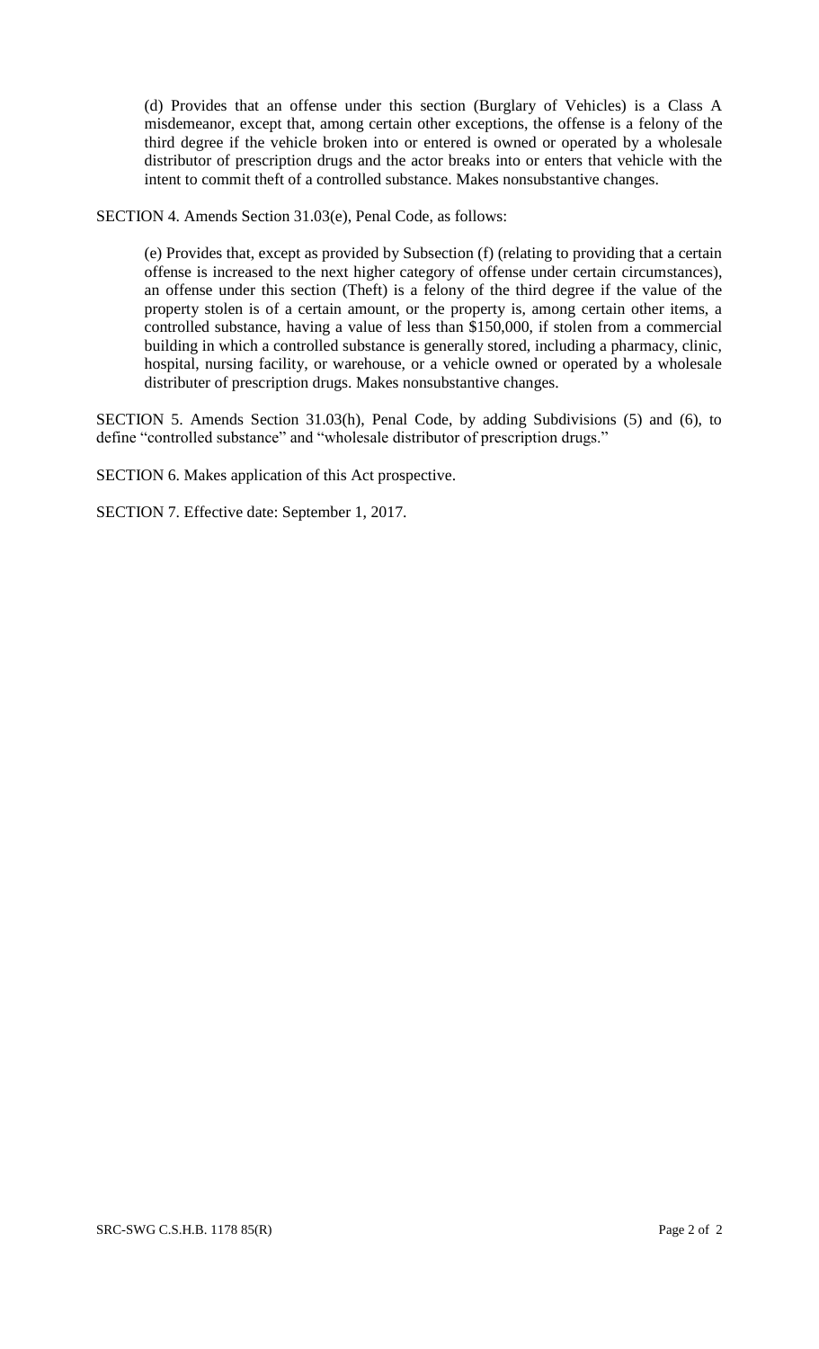(d) Provides that an offense under this section (Burglary of Vehicles) is a Class A misdemeanor, except that, among certain other exceptions, the offense is a felony of the third degree if the vehicle broken into or entered is owned or operated by a wholesale distributor of prescription drugs and the actor breaks into or enters that vehicle with the intent to commit theft of a controlled substance. Makes nonsubstantive changes.

SECTION 4. Amends Section 31.03(e), Penal Code, as follows:

(e) Provides that, except as provided by Subsection (f) (relating to providing that a certain offense is increased to the next higher category of offense under certain circumstances), an offense under this section (Theft) is a felony of the third degree if the value of the property stolen is of a certain amount, or the property is, among certain other items, a controlled substance, having a value of less than $150,000, if stolen from a commercial building in which a controlled substance is generally stored, including a pharmacy, clinic, hospital, nursing facility, or warehouse, or a vehicle owned or operated by a wholesale distributer of prescription drugs. Makes nonsubstantive changes.

SECTION 5. Amends Section 31.03(h), Penal Code, by adding Subdivisions (5) and (6), to define "controlled substance" and "wholesale distributor of prescription drugs."

SECTION 6. Makes application of this Act prospective.

SECTION 7. Effective date: September 1, 2017.

SRC-SWG C.S.H.B. 1178 85(R)